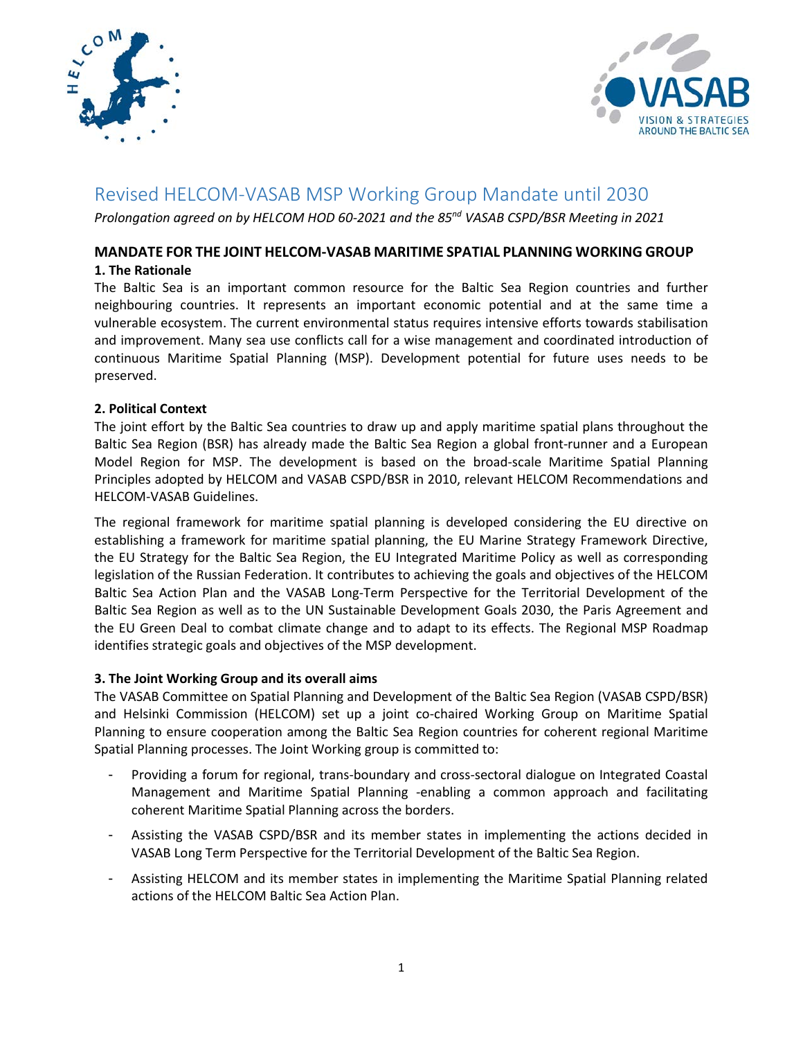# Revised HELCOM-VASAB MSP Working Group Mandate until 2030

*Prolongation agreed on by HELCOM HOD 60-2021 and the 85nd VASAB CSPD/BSR Meeting in 2021*

## MANDATE FOR THE JOINT HELCOM-VASAB MARITIME SPATIAL PLANNING WORKING GROUP

### 1. The Rationale

The Baltic Sea is an important common resource for the Baltic Sea Region countries and further neighbouring countries. It represents an important economic potential and at the same time a vulnerable ecosystem. The current environmental status requires intensive efforts towards stabilisation and improvement. Many sea use conflicts call for a wise management and coordinated introduction of continuous Maritime Spatial Planning (MSP). Development potential for future uses needs to be preserved.

### 2. Political Context

The joint effort by the Baltic Sea countries to draw up and apply maritime spatial plans throughout the Baltic Sea Region (BSR) has already made the Baltic Sea Region a global front-runner and a European Model Region for MSP. The development is based on the broad-scale Maritime Spatial Planning Principles adopted by HELCOM and VASAB CSPD/BSR in 2010, relevant HELCOM Recommendations and HELCOM-VASAB Guidelines.

The regional framework for maritime spatial planning is developed considering the EU directive on establishing a framework for maritime spatial planning, the EU Marine Strategy Framework Directive, the EU Strategy for the Baltic Sea Region, the EU Integrated Maritime Policy as well as corresponding legislation of the Russian Federation. It contributes to achieving the goals and objectives of the HELCOM Baltic Sea Action Plan and the VASAB Long-Term Perspective for the Territorial Development of the Baltic Sea Region as well as to the UN Sustainable Development Goals 2030, the Paris Agreement and the EU Green Deal to combat climate change and to adapt to its effects. The Regional MSP Roadmap identifies strategic goals and objectives of the MSP development.

### 3. The Joint Working Group and its overall aims

The VASAB Committee on Spatial Planning and Development of the Baltic Sea Region (VASAB CSPD/BSR) and Helsinki Commission (HELCOM) set up a joint co-chaired Working Group on Maritime Spatial Planning to ensure cooperation among the Baltic Sea Region countries for coherent regional Maritime Spatial Planning processes. The Joint Working group is committed to:

- Providing a forum for regional, trans-boundary and cross-sectoral dialogue on Integrated Coastal Management and Maritime Spatial Planning -enabling a common approach and facilitating coherent Maritime Spatial Planning across the borders.
- Assisting the VASAB CSPD/BSR and its member states in implementing the actions decided in VASAB Long Term Perspective for the Territorial Development of the Baltic Sea Region.
- Assisting HELCOM and its member states in implementing the Maritime Spatial Planning related actions of the HELCOM Baltic Sea Action Plan.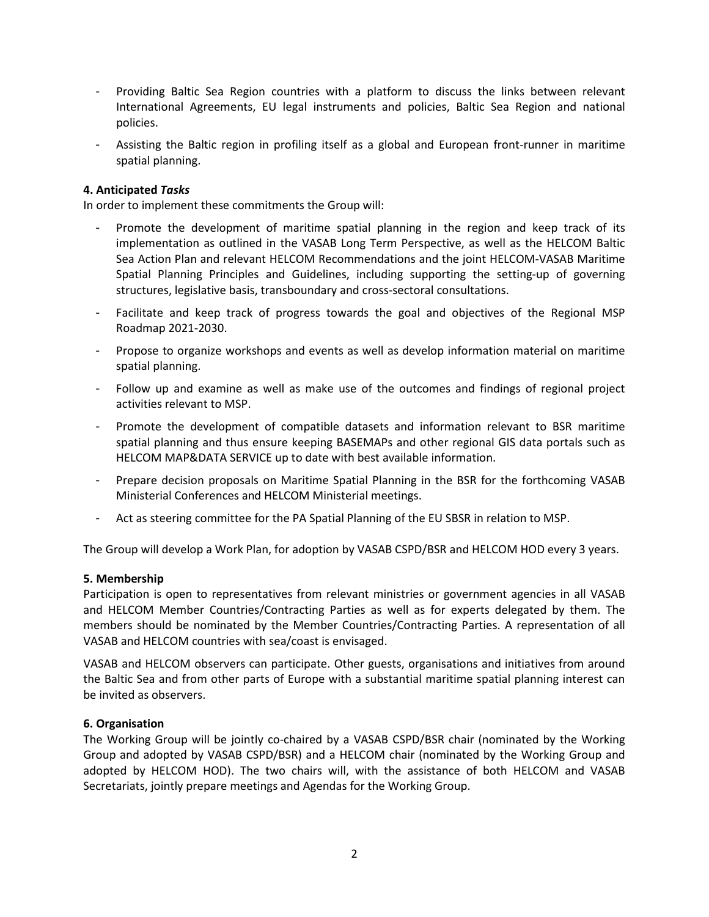- Providing Baltic Sea Region countries with a platform to discuss the links between relevant International Agreements, EU legal instruments and policies, Baltic Sea Region and national policies.
- Assisting the Baltic region in profiling itself as a global and European front-runner in maritime spatial planning.

**4. Anticipated *Tasks***

In order to implement these commitments the Group will:

- Promote the development of maritime spatial planning in the region and keep track of its implementation as outlined in the VASAB Long Term Perspective, as well as the HELCOM Baltic Sea Action Plan and relevant HELCOM Recommendations and the joint HELCOM-VASAB Maritime Spatial Planning Principles and Guidelines, including supporting the setting-up of governing structures, legislative basis, transboundary and cross-sectoral consultations.
- Facilitate and keep track of progress towards the goal and objectives of the Regional MSP Roadmap 2021-2030.
- Propose to organize workshops and events as well as develop information material on maritime spatial planning.
- Follow up and examine as well as make use of the outcomes and findings of regional project activities relevant to MSP.
- Promote the development of compatible datasets and information relevant to BSR maritime spatial planning and thus ensure keeping BASEMAPs and other regional GIS data portals such as HELCOM MAP&DATA SERVICE up to date with best available information.
- Prepare decision proposals on Maritime Spatial Planning in the BSR for the forthcoming VASAB Ministerial Conferences and HELCOM Ministerial meetings.
- Act as steering committee for the PA Spatial Planning of the EU SBSR in relation to MSP.

The Group will develop a Work Plan, for adoption by VASAB CSPD/BSR and HELCOM HOD every 3 years.

**5. Membership**

Participation is open to representatives from relevant ministries or government agencies in all VASAB and HELCOM Member Countries/Contracting Parties as well as for experts delegated by them. The members should be nominated by the Member Countries/Contracting Parties. A representation of all VASAB and HELCOM countries with sea/coast is envisaged.

VASAB and HELCOM observers can participate. Other guests, organisations and initiatives from around the Baltic Sea and from other parts of Europe with a substantial maritime spatial planning interest can be invited as observers.

**6. Organisation**

The Working Group will be jointly co-chaired by a VASAB CSPD/BSR chair (nominated by the Working Group and adopted by VASAB CSPD/BSR) and a HELCOM chair (nominated by the Working Group and adopted by HELCOM HOD). The two chairs will, with the assistance of both HELCOM and VASAB Secretariats, jointly prepare meetings and Agendas for the Working Group.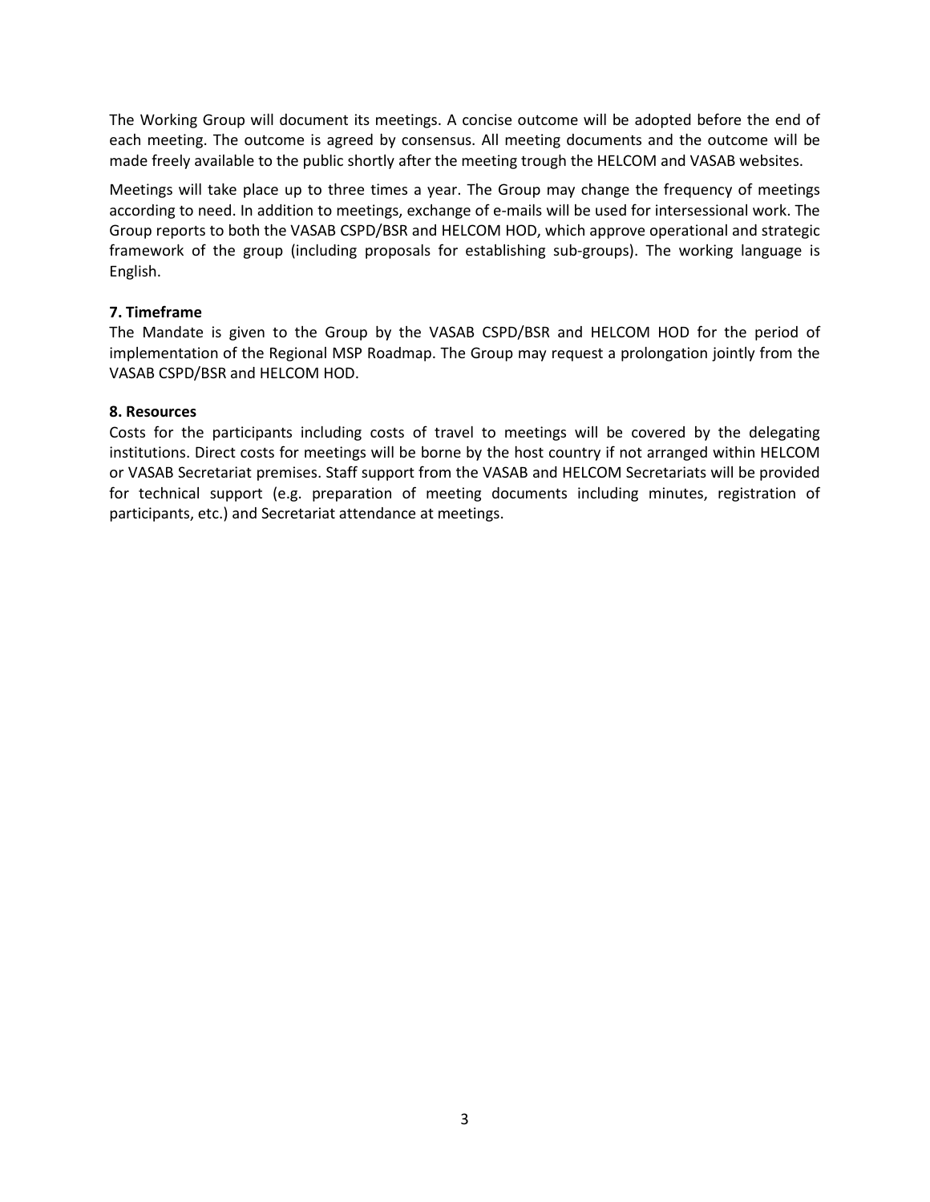The Working Group will document its meetings. A concise outcome will be adopted before the end of each meeting. The outcome is agreed by consensus. All meeting documents and the outcome will be made freely available to the public shortly after the meeting trough the HELCOM and VASAB websites.

Meetings will take place up to three times a year. The Group may change the frequency of meetings according to need. In addition to meetings, exchange of e-mails will be used for intersessional work. The Group reports to both the VASAB CSPD/BSR and HELCOM HOD, which approve operational and strategic framework of the group (including proposals for establishing sub-groups). The working language is English.

**7. Timeframe**

The Mandate is given to the Group by the VASAB CSPD/BSR and HELCOM HOD for the period of implementation of the Regional MSP Roadmap. The Group may request a prolongation jointly from the VASAB CSPD/BSR and HELCOM HOD.

**8. Resources**

Costs for the participants including costs of travel to meetings will be covered by the delegating institutions. Direct costs for meetings will be borne by the host country if not arranged within HELCOM or VASAB Secretariat premises. Staff support from the VASAB and HELCOM Secretariats will be provided for technical support (e.g. preparation of meeting documents including minutes, registration of participants, etc.) and Secretariat attendance at meetings.